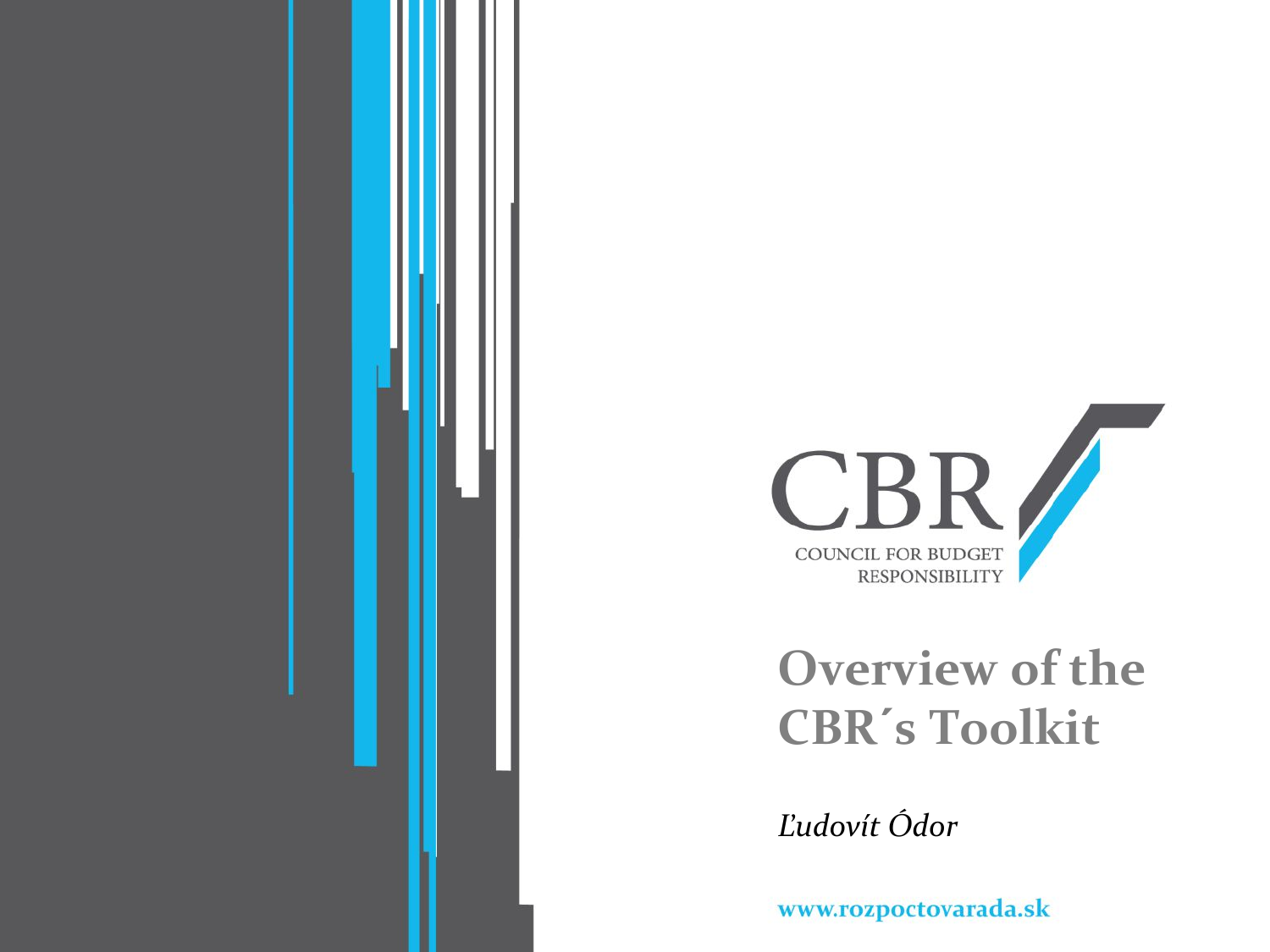CBR

COUNCIL FOR BUDGET RESPONSIBILITY

# Overview of the CBR´s Toolkit

*Ľudovít Ódor*

www.rozpoctovarada.sk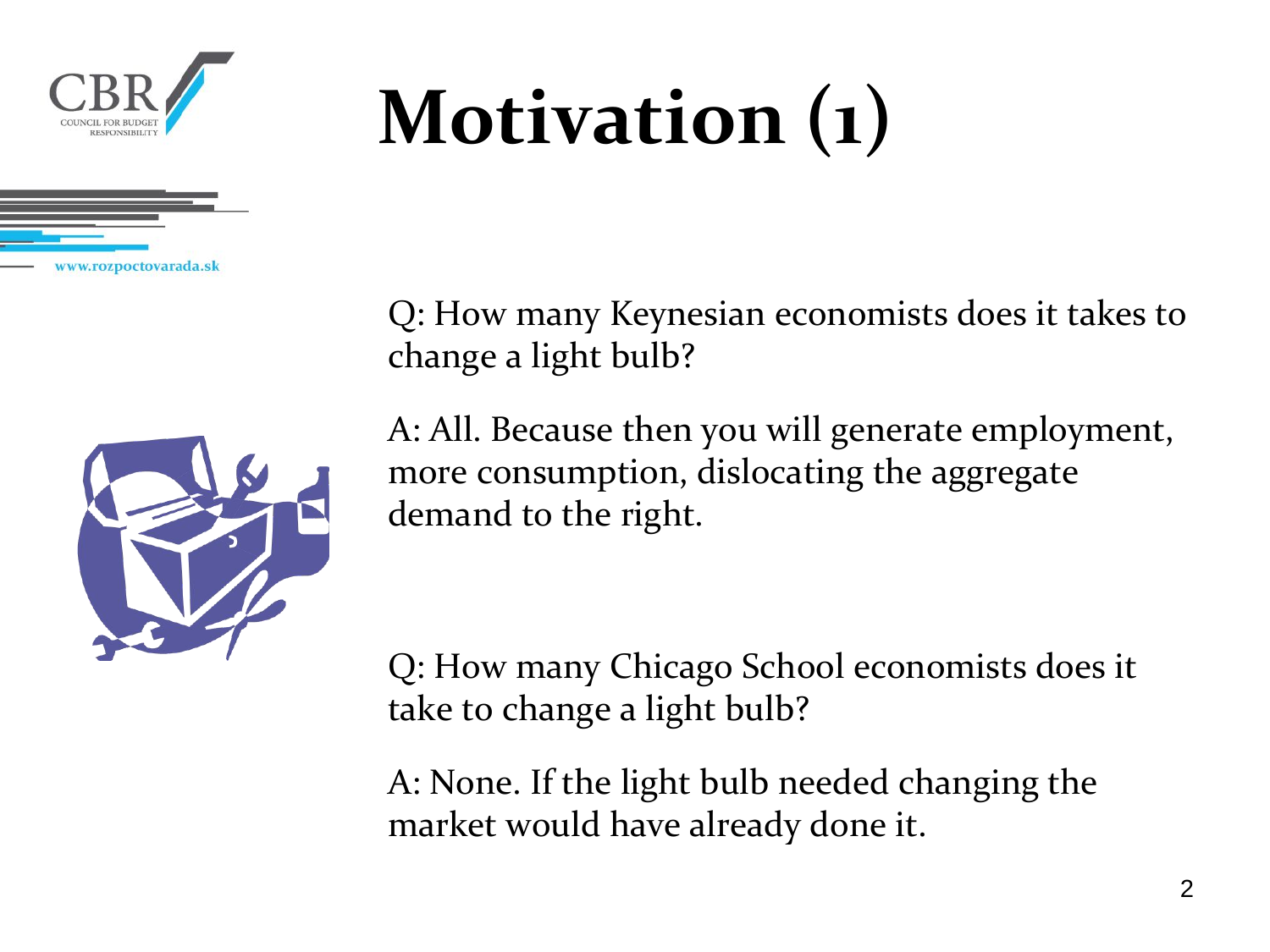# Motivation (1)

Q: How many Keynesian economists does it takes to change a light bulb?

A: All. Because then you will generate employment, more consumption, dislocating the aggregate demand to the right.

Q: How many Chicago School economists does it take to change a light bulb?

A: None. If the light bulb needed changing the market would have already done it.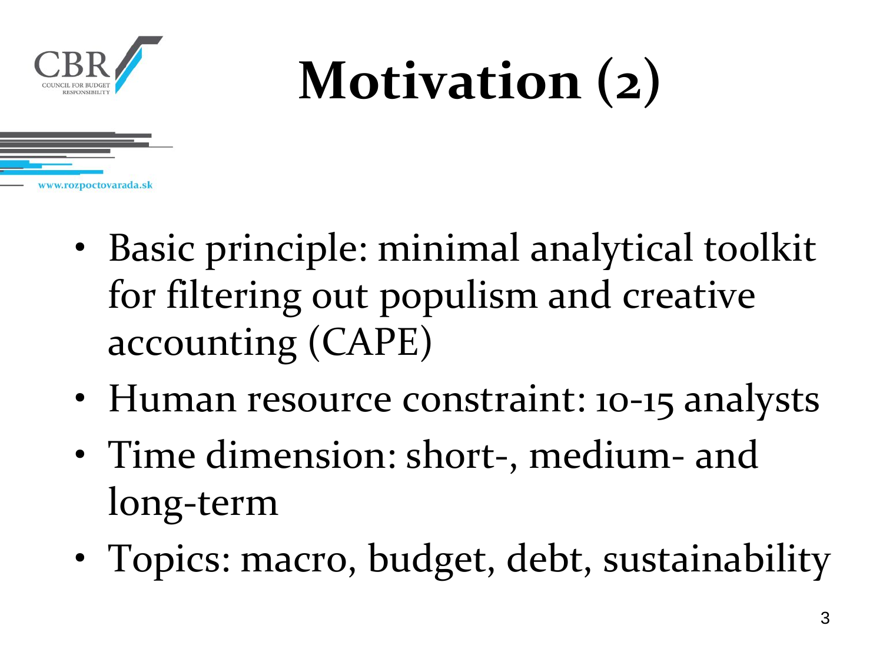# Motivation (2)

- Basic principle: minimal analytical toolkit for filtering out populism and creative accounting (CAPE)
- Human resource constraint: 10-15 analysts
- Time dimension: short-, medium- and long-term
- Topics: macro, budget, debt, sustainability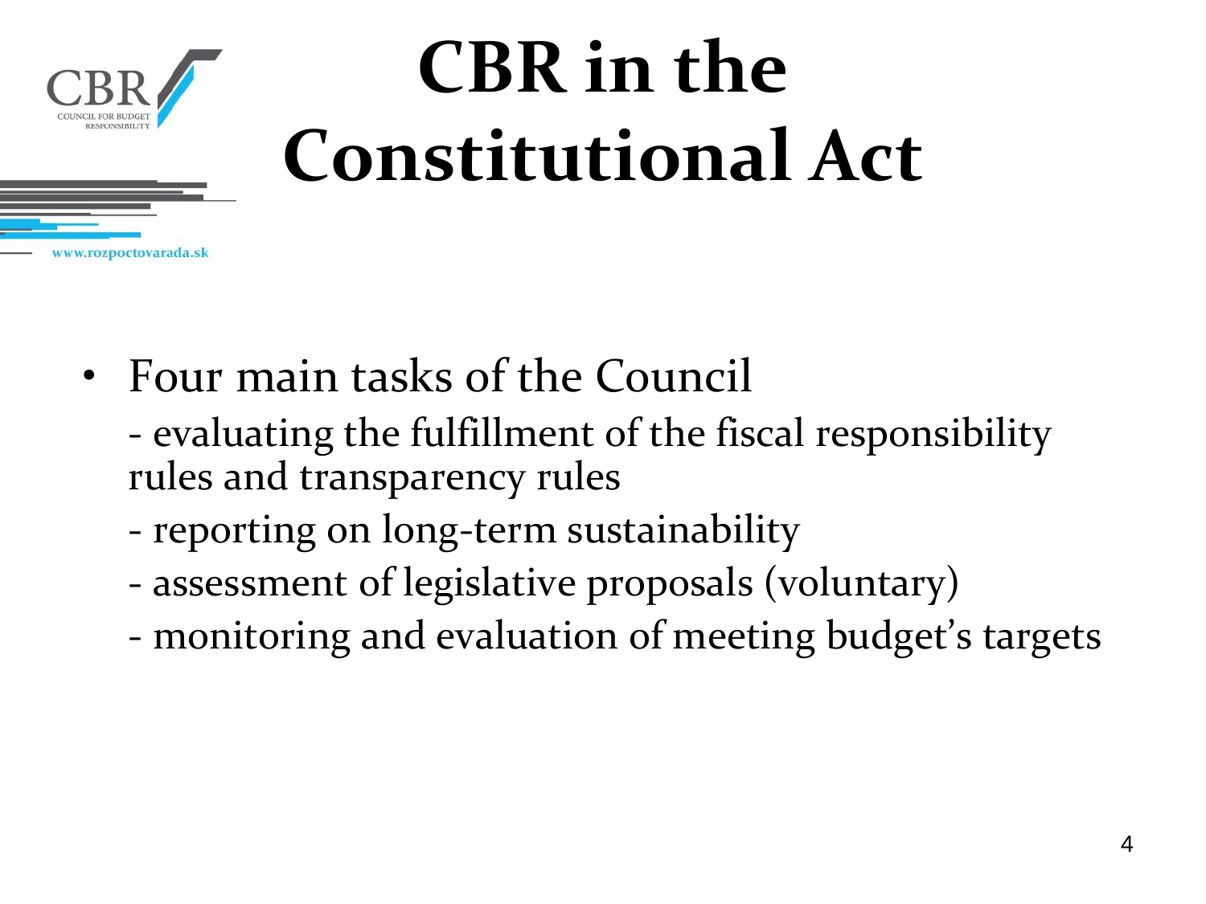# CBR in the Constitutional Act

- Four main tasks of the Council
  - evaluating the fulfillment of the fiscal responsibility rules and transparency rules
  - reporting on long-term sustainability
  - assessment of legislative proposals (voluntary)
  - monitoring and evaluation of meeting budget's targets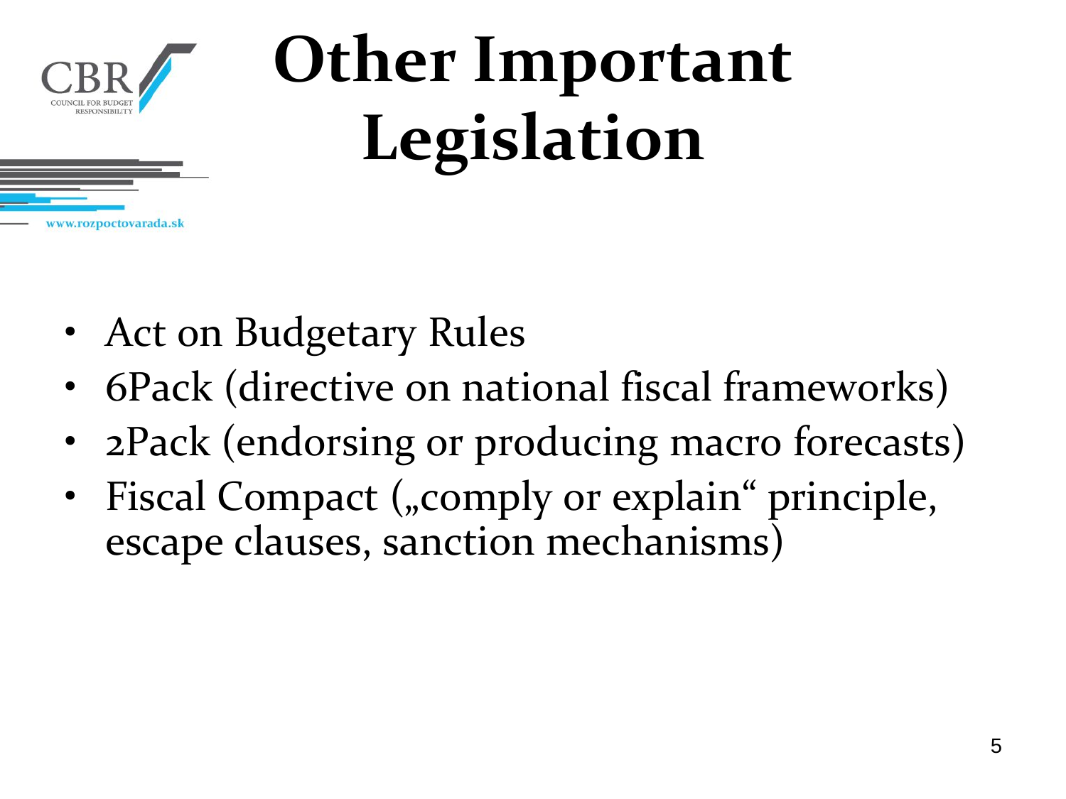# Other Important Legislation

- Act on Budgetary Rules
- 6Pack (directive on national fiscal frameworks)
- 2Pack (endorsing or producing macro forecasts)
- Fiscal Compact („comply or explain“ principle, escape clauses, sanction mechanisms)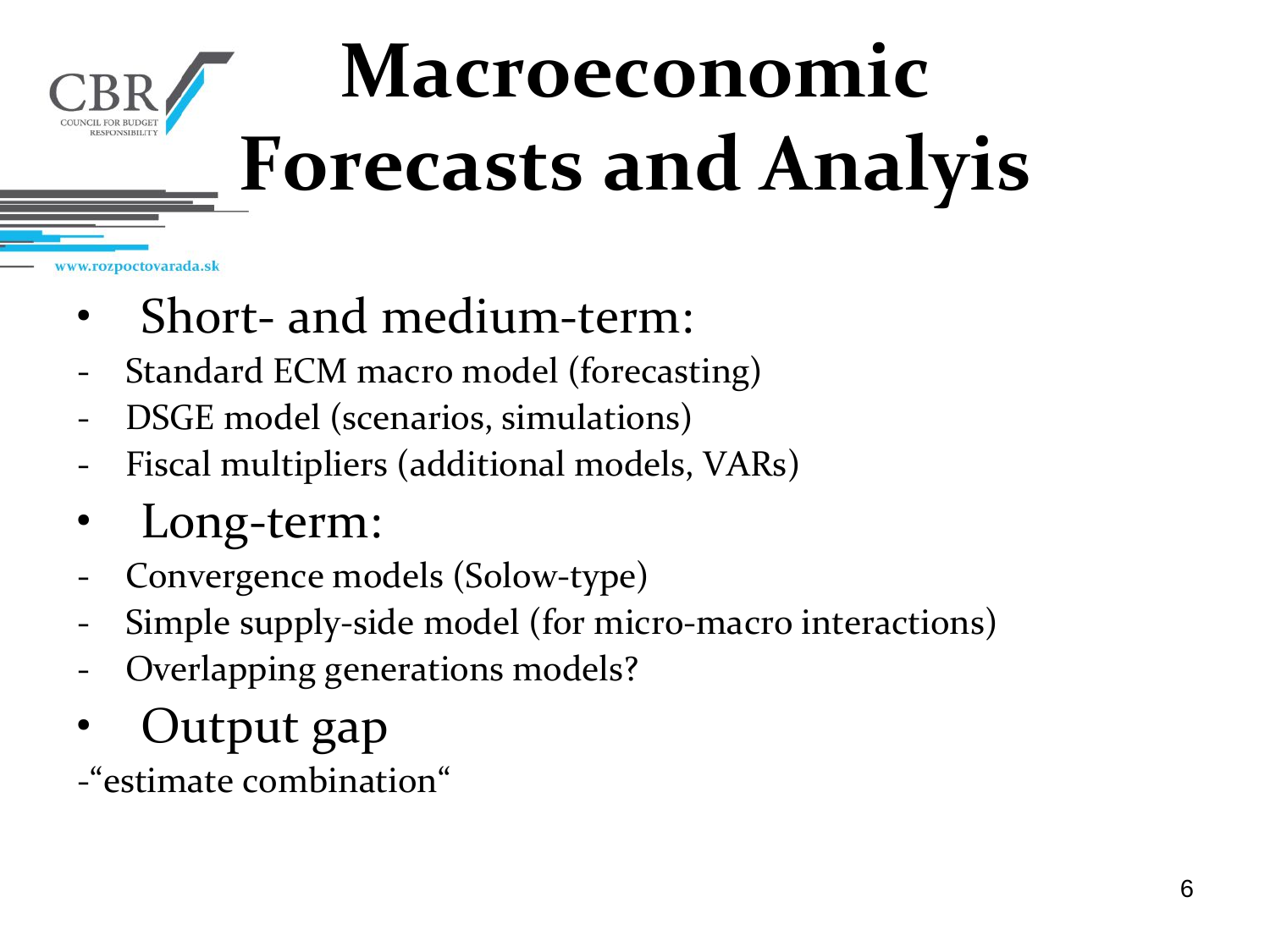# Macroeconomic Forecasts and Analyis

- Short- and medium-term:
  - Standard ECM macro model (forecasting)
  - DSGE model (scenarios, simulations)
  - Fiscal multipliers (additional models, VARs)
- Long-term:
  - Convergence models (Solow-type)
  - Simple supply-side model (for micro-macro interactions)
  - Overlapping generations models?
- Output gap
  - "estimate combination"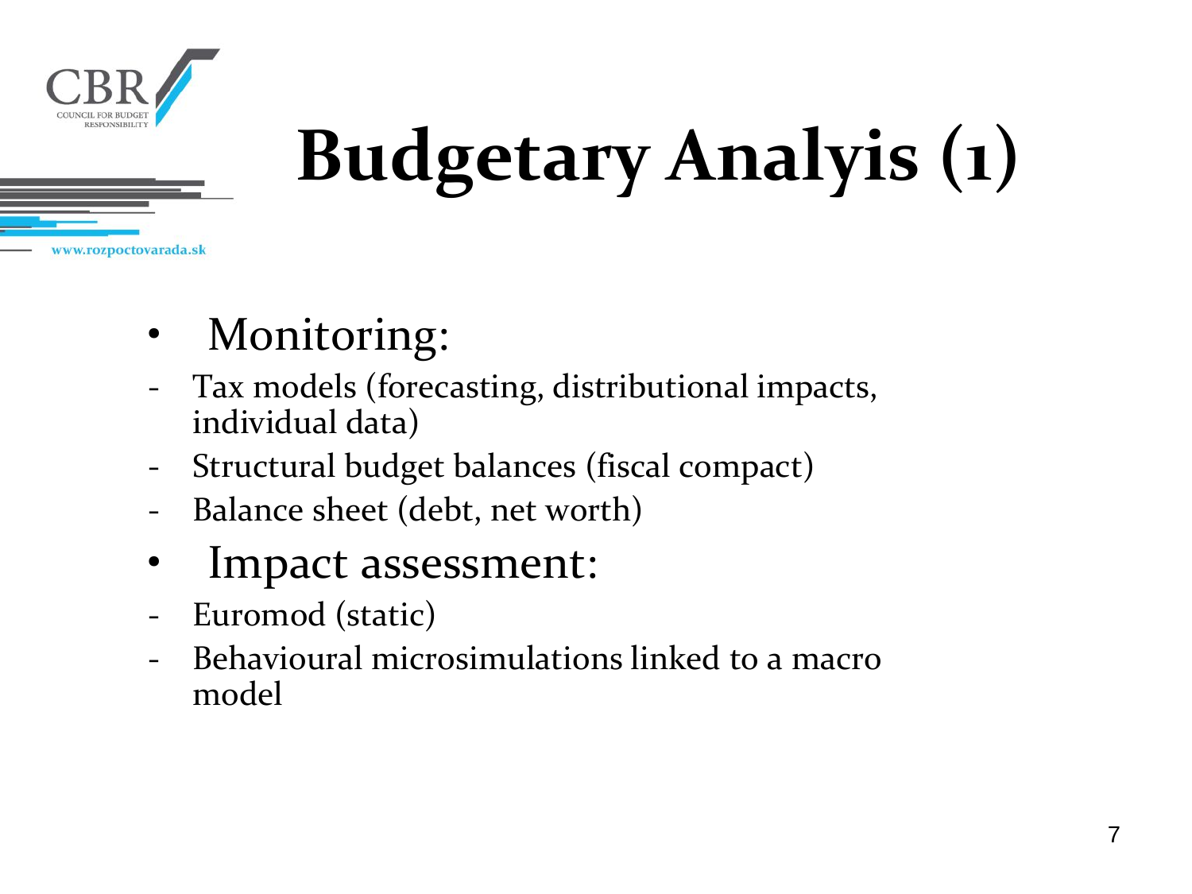# Budgetary Analyis (1)

- Monitoring:
  - Tax models (forecasting, distributional impacts, individual data)
  - Structural budget balances (fiscal compact)
  - Balance sheet (debt, net worth)
- Impact assessment:
  - Euromod (static)
  - Behavioural microsimulations linked to a macro model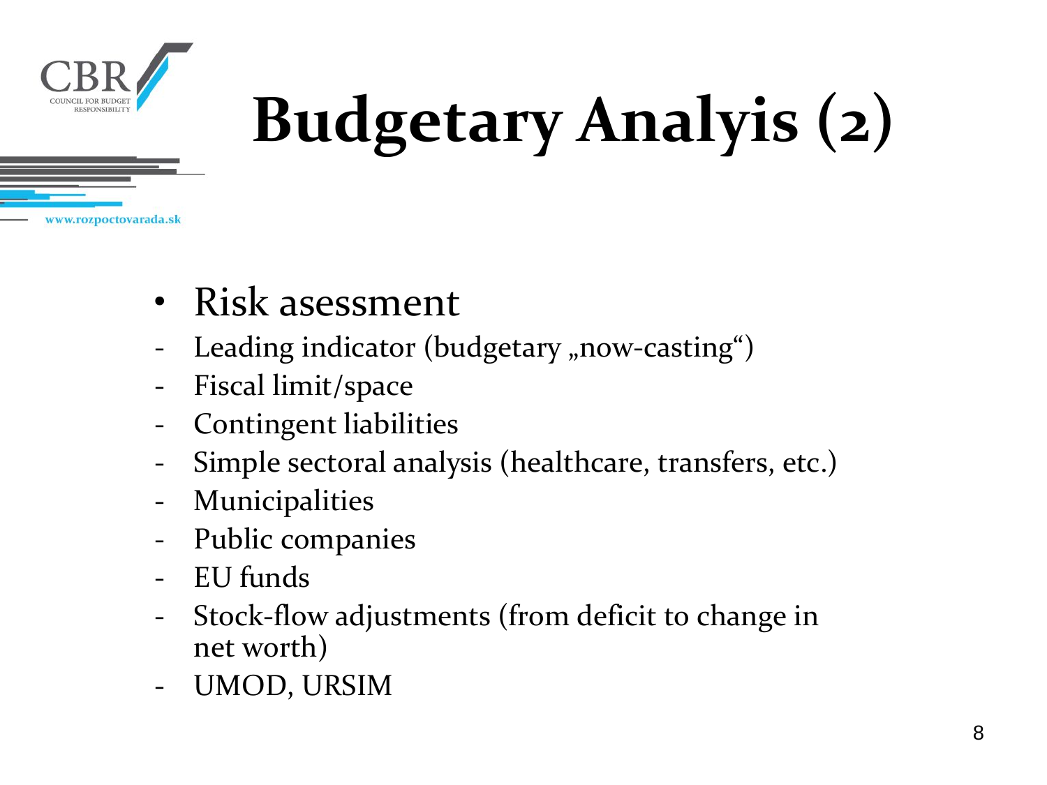# Budgetary Analyis (2)

- Risk asessment
- Leading indicator (budgetary „now-casting“)
- Fiscal limit/space
- Contingent liabilities
- Simple sectoral analysis (healthcare, transfers, etc.)
- Municipalities
- Public companies
- EU funds
- Stock-flow adjustments (from deficit to change in net worth)
- UMOD, URSIM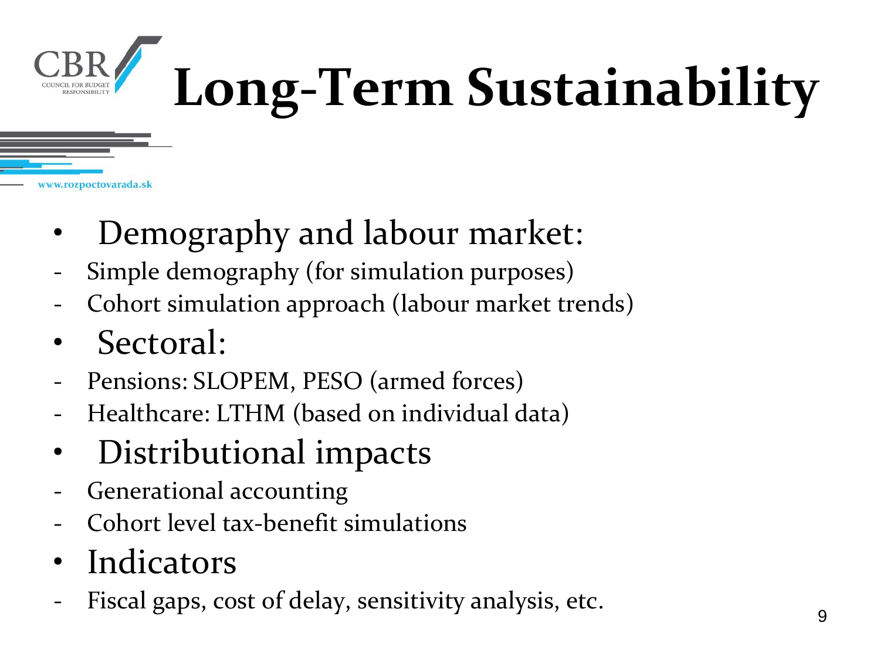# Long-Term Sustainability

- Demography and labour market:
  - Simple demography (for simulation purposes)
  - Cohort simulation approach (labour market trends)
- Sectoral:
  - Pensions: SLOPEM, PESO (armed forces)
  - Healthcare: LTHM (based on individual data)
- Distributional impacts
  - Generational accounting
  - Cohort level tax-benefit simulations
- Indicators
  - Fiscal gaps, cost of delay, sensitivity analysis, etc.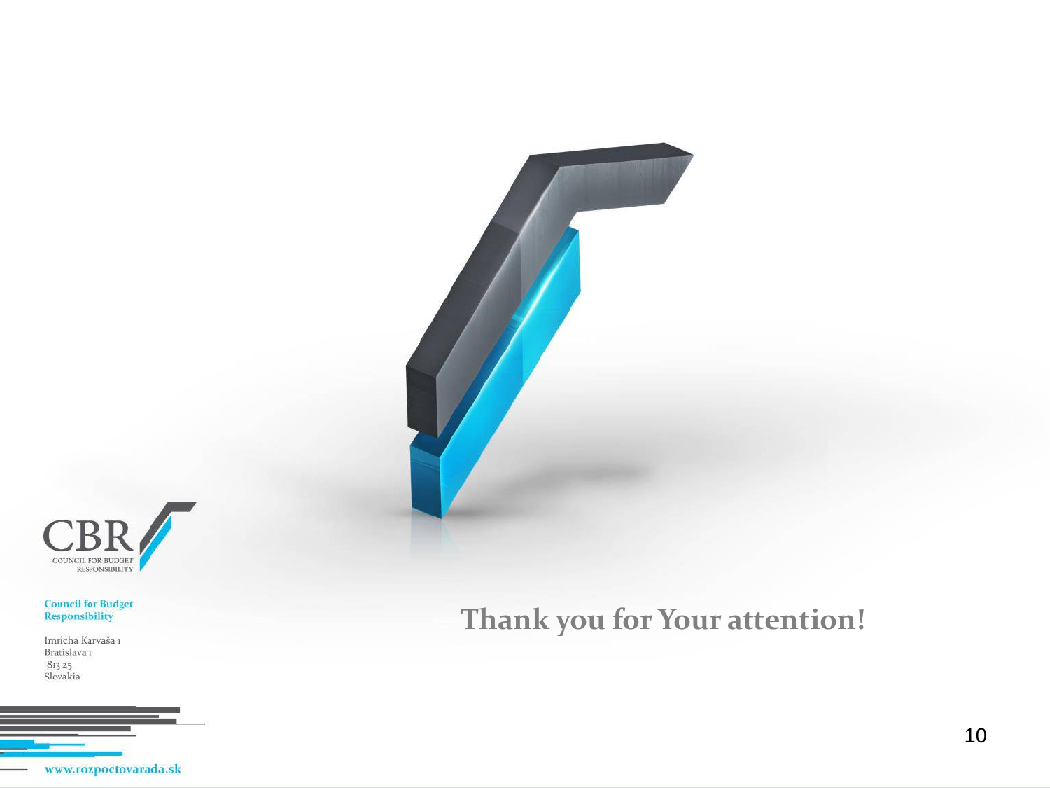CBR
COUNCIL FOR BUDGET
RESPONSIBILITY

**Council for Budget Responsibility**

Imricha Karvaša 1
Bratislava 1
813 25
Slovakia

www.rozpoctovarada.sk

**Thank you for Your attention!**